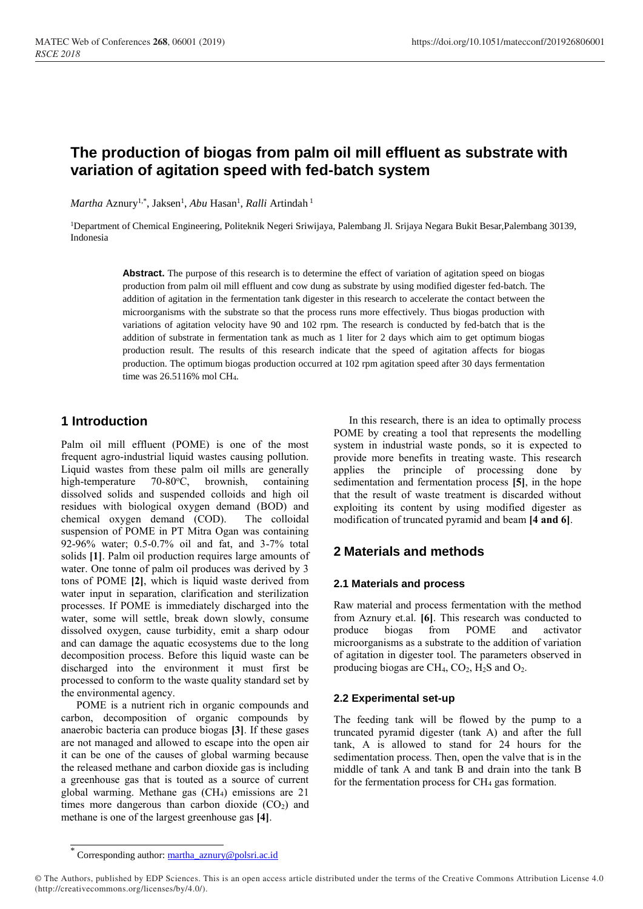# The production of biogas from palm oil mill effluent as substrate with variation of agitation speed with fed-batch system

*Martha* Aznury[1,*], Jaksen[1], *Abu* Hasan[1], *Ralli* Artindah[1]

[1]Department of Chemical Engineering, Politeknik Negeri Sriwijaya, Palembang Jl. Srijaya Negara Bukit Besar,Palembang 30139, Indonesia

**Abstract.** The purpose of this research is to determine the effect of variation of agitation speed on biogas production from palm oil mill effluent and cow dung as substrate by using modified digester fed-batch. The addition of agitation in the fermentation tank digester in this research to accelerate the contact between the microorganisms with the substrate so that the process runs more effectively. Thus biogas production with variations of agitation velocity have 90 and 102 rpm. The research is conducted by fed-batch that is the addition of substrate in fermentation tank as much as 1 liter for 2 days which aim to get optimum biogas production result. The results of this research indicate that the speed of agitation affects for biogas production. The optimum biogas production occurred at 102 rpm agitation speed after 30 days fermentation time was 26.5116% mol $CH_4$.

## 1 Introduction

Palm oil mill effluent (POME) is one of the most frequent agro-industrial liquid wastes causing pollution. Liquid wastes from these palm oil mills are generally high-temperature 70-80°C, brownish, containing dissolved solids and suspended colloids and high oil residues with biological oxygen demand (BOD) and chemical oxygen demand (COD). The colloidal suspension of POME in PT Mitra Ogan was containing 92-96% water; 0.5-0.7% oil and fat, and 3-7% total solids **[1]**. Palm oil production requires large amounts of water. One tonne of palm oil produces was derived by 3 tons of POME **[2]**, which is liquid waste derived from water input in separation, clarification and sterilization processes. If POME is immediately discharged into the water, some will settle, break down slowly, consume dissolved oxygen, cause turbidity, emit a sharp odour and can damage the aquatic ecosystems due to the long decomposition process. Before this liquid waste can be discharged into the environment it must first be processed to conform to the waste quality standard set by the environmental agency.

POME is a nutrient rich in organic compounds and carbon, decomposition of organic compounds by anaerobic bacteria can produce biogas **[3]**. If these gases are not managed and allowed to escape into the open air it can be one of the causes of global warming because the released methane and carbon dioxide gas is including a greenhouse gas that is touted as a source of current global warming. Methane gas ($CH_4$) emissions are 21 times more dangerous than carbon dioxide ($CO_2$) and methane is one of the largest greenhouse gas **[4]**.

In this research, there is an idea to optimally process POME by creating a tool that represents the modelling system in industrial waste ponds, so it is expected to provide more benefits in treating waste. This research applies the principle of processing done by sedimentation and fermentation process **[5]**, in the hope that the result of waste treatment is discarded without exploiting its content by using modified digester as modification of truncated pyramid and beam **[4 and 6]**.

## 2 Materials and methods

### 2.1 Materials and process

Raw material and process fermentation with the method from Aznury et.al. **[6]**. This research was conducted to produce biogas from POME and activator microorganisms as a substrate to the addition of variation of agitation in digester tool. The parameters observed in producing biogas are $CH_4$, $CO_2$, $H_2S$ and $O_2$.

### 2.2 Experimental set-up

The feeding tank will be flowed by the pump to a truncated pyramid digester (tank A) and after the full tank, A is allowed to stand for 24 hours for the sedimentation process. Then, open the valve that is in the middle of tank A and tank B and drain into the tank B for the fermentation process for $CH_4$ gas formation.

* Corresponding author: martha_aznury@polsri.ac.id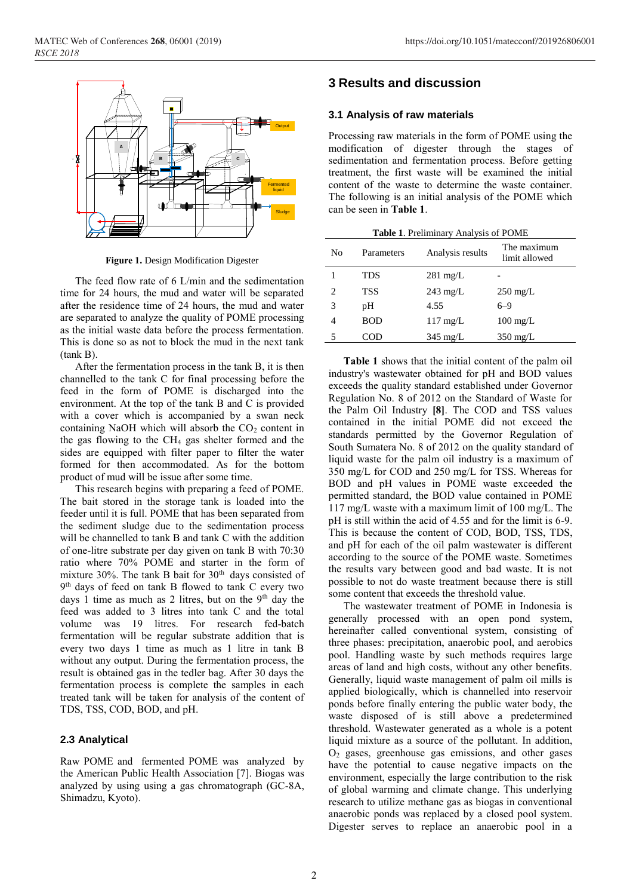Figure 1. Design Modification Digester

The feed flow rate of 6 L/min and the sedimentation time for 24 hours, the mud and water will be separated after the residence time of 24 hours, the mud and water are separated to analyze the quality of POME processing as the initial waste data before the process fermentation. This is done so as not to block the mud in the next tank (tank B).

After the fermentation process in the tank B, it is then channelled to the tank C for final processing before the feed in the form of POME is discharged into the environment. At the top of the tank B and C is provided with a cover which is accompanied by a swan neck containing NaOH which will absorb the $CO_2$ content in the gas flowing to the $CH_4$ gas shelter formed and the sides are equipped with filter paper to filter the water formed for then accommodated. As for the bottom product of mud will be issue after some time.

This research begins with preparing a feed of POME. The bait stored in the storage tank is loaded into the feeder until it is full. POME that has been separated from the sediment sludge due to the sedimentation process will be channelled to tank B and tank C with the addition of one-litre substrate per day given on tank B with 70:30 ratio where 70% POME and starter in the form of mixture 30%. The tank B bait for 30th days consisted of 9th days of feed on tank B flowed to tank C every two days 1 time as much as 2 litres, but on the 9th day the feed was added to 3 litres into tank C and the total volume was 19 litres. For research fed-batch fermentation will be regular substrate addition that is every two days 1 time as much as 1 litre in tank B without any output. During the fermentation process, the result is obtained gas in the tedler bag. After 30 days the fermentation process is complete the samples in each treated tank will be taken for analysis of the content of TDS, TSS, COD, BOD, and pH.

## 2.3 Analytical

Raw POME and fermented POME was analyzed by the American Public Health Association [7]. Biogas was analyzed by using using a gas chromatograph (GC-8A, Shimadzu, Kyoto).

# 3 Results and discussion

## 3.1 Analysis of raw materials

Processing raw materials in the form of POME using the modification of digester through the stages of sedimentation and fermentation process. Before getting treatment, the first waste will be examined the initial content of the waste to determine the waste container. The following is an initial analysis of the POME which can be seen in **Table 1**.

**Table 1**. Preliminary Analysis of POME

| No | Parameters | Analysis results | The maximum limit allowed |
|---|---|---|---|
| 1 | TDS | 281 mg/L | - |
| 2 | TSS | 243 mg/L | 250 mg/L |
| 3 | pH | 4.55 | 6–9 |
| 4 | BOD | 117 mg/L | 100 mg/L |
| 5 | COD | 345 mg/L | 350 mg/L |

**Table 1** shows that the initial content of the palm oil industry's wastewater obtained for pH and BOD values exceeds the quality standard established under Governor Regulation No. 8 of 2012 on the Standard of Waste for the Palm Oil Industry **[8]**. The COD and TSS values contained in the initial POME did not exceed the standards permitted by the Governor Regulation of South Sumatera No. 8 of 2012 on the quality standard of liquid waste for the palm oil industry is a maximum of 350 mg/L for COD and 250 mg/L for TSS. Whereas for BOD and pH values in POME waste exceeded the permitted standard, the BOD value contained in POME 117 mg/L waste with a maximum limit of 100 mg/L. The pH is still within the acid of 4.55 and for the limit is 6-9. This is because the content of COD, BOD, TSS, TDS, and pH for each of the oil palm wastewater is different according to the source of the POME waste. Sometimes the results vary between good and bad waste. It is not possible to not do waste treatment because there is still some content that exceeds the threshold value.

The wastewater treatment of POME in Indonesia is generally processed with an open pond system, hereinafter called conventional system, consisting of three phases: precipitation, anaerobic pool, and aerobics pool. Handling waste by such methods requires large areas of land and high costs, without any other benefits. Generally, liquid waste management of palm oil mills is applied biologically, which is channelled into reservoir ponds before finally entering the public water body, the waste disposed of is still above a predetermined threshold. Wastewater generated as a whole is a potent liquid mixture as a source of the pollutant. In addition, $O_2$ gases, greenhouse gas emissions, and other gases have the potential to cause negative impacts on the environment, especially the large contribution to the risk of global warming and climate change. This underlying research to utilize methane gas as biogas in conventional anaerobic ponds was replaced by a closed pool system. Digester serves to replace an anaerobic pool in a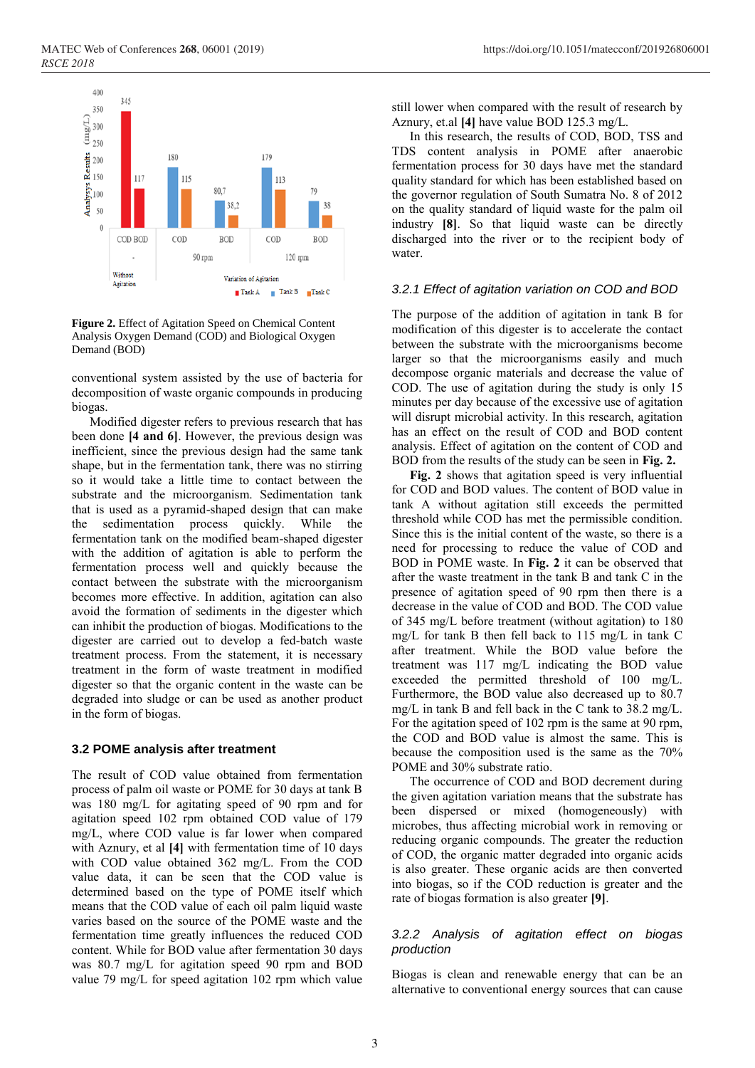**Figure 2.** Effect of Agitation Speed on Chemical Content Analysis Oxygen Demand (COD) and Biological Oxygen Demand (BOD)

conventional system assisted by the use of bacteria for decomposition of waste organic compounds in producing biogas.

Modified digester refers to previous research that has been done **[4 and 6]**. However, the previous design was inefficient, since the previous design had the same tank shape, but in the fermentation tank, there was no stirring so it would take a little time to contact between the substrate and the microorganism. Sedimentation tank that is used as a pyramid-shaped design that can make the sedimentation process quickly. While the fermentation tank on the modified beam-shaped digester with the addition of agitation is able to perform the fermentation process well and quickly because the contact between the substrate with the microorganism becomes more effective. In addition, agitation can also avoid the formation of sediments in the digester which can inhibit the production of biogas. Modifications to the digester are carried out to develop a fed-batch waste treatment process. From the statement, it is necessary treatment in the form of waste treatment in modified digester so that the organic content in the waste can be degraded into sludge or can be used as another product in the form of biogas.

## 3.2 POME analysis after treatment

The result of COD value obtained from fermentation process of palm oil waste or POME for 30 days at tank B was 180 mg/L for agitating speed of 90 rpm and for agitation speed 102 rpm obtained COD value of 179 mg/L, where COD value is far lower when compared with Aznury, et al **[4]** with fermentation time of 10 days with COD value obtained 362 mg/L. From the COD value data, it can be seen that the COD value is determined based on the type of POME itself which means that the COD value of each oil palm liquid waste varies based on the source of the POME waste and the fermentation time greatly influences the reduced COD content. While for BOD value after fermentation 30 days was 80.7 mg/L for agitation speed 90 rpm and BOD value 79 mg/L for speed agitation 102 rpm which value still lower when compared with the result of research by Aznury, et.al **[4]** have value BOD 125.3 mg/L.

In this research, the results of COD, BOD, TSS and TDS content analysis in POME after anaerobic fermentation process for 30 days have met the standard quality standard for which has been established based on the governor regulation of South Sumatra No. 8 of 2012 on the quality standard of liquid waste for the palm oil industry **[8]**. So that liquid waste can be directly discharged into the river or to the recipient body of water.

### *3.2.1 Effect of agitation variation on COD and BOD*

The purpose of the addition of agitation in tank B for modification of this digester is to accelerate the contact between the substrate with the microorganisms become larger so that the microorganisms easily and much decompose organic materials and decrease the value of COD. The use of agitation during the study is only 15 minutes per day because of the excessive use of agitation will disrupt microbial activity. In this research, agitation has an effect on the result of COD and BOD content analysis. Effect of agitation on the content of COD and BOD from the results of the study can be seen in **Fig. 2.**

**Fig. 2** shows that agitation speed is very influential for COD and BOD values. The content of BOD value in tank A without agitation still exceeds the permitted threshold while COD has met the permissible condition. Since this is the initial content of the waste, so there is a need for processing to reduce the value of COD and BOD in POME waste. In **Fig. 2** it can be observed that after the waste treatment in the tank B and tank C in the presence of agitation speed of 90 rpm then there is a decrease in the value of COD and BOD. The COD value of 345 mg/L before treatment (without agitation) to 180 mg/L for tank B then fell back to 115 mg/L in tank C after treatment. While the BOD value before the treatment was 117 mg/L indicating the BOD value exceeded the permitted threshold of 100 mg/L. Furthermore, the BOD value also decreased up to 80.7 mg/L in tank B and fell back in the C tank to 38.2 mg/L. For the agitation speed of 102 rpm is the same at 90 rpm, the COD and BOD value is almost the same. This is because the composition used is the same as the 70% POME and 30% substrate ratio.

The occurrence of COD and BOD decrement during the given agitation variation means that the substrate has been dispersed or mixed (homogeneously) with microbes, thus affecting microbial work in removing or reducing organic compounds. The greater the reduction of COD, the organic matter degraded into organic acids is also greater. These organic acids are then converted into biogas, so if the COD reduction is greater and the rate of biogas formation is also greater **[9]**.

### *3.2.2 Analysis of agitation effect on biogas production*

Biogas is clean and renewable energy that can be an alternative to conventional energy sources that can cause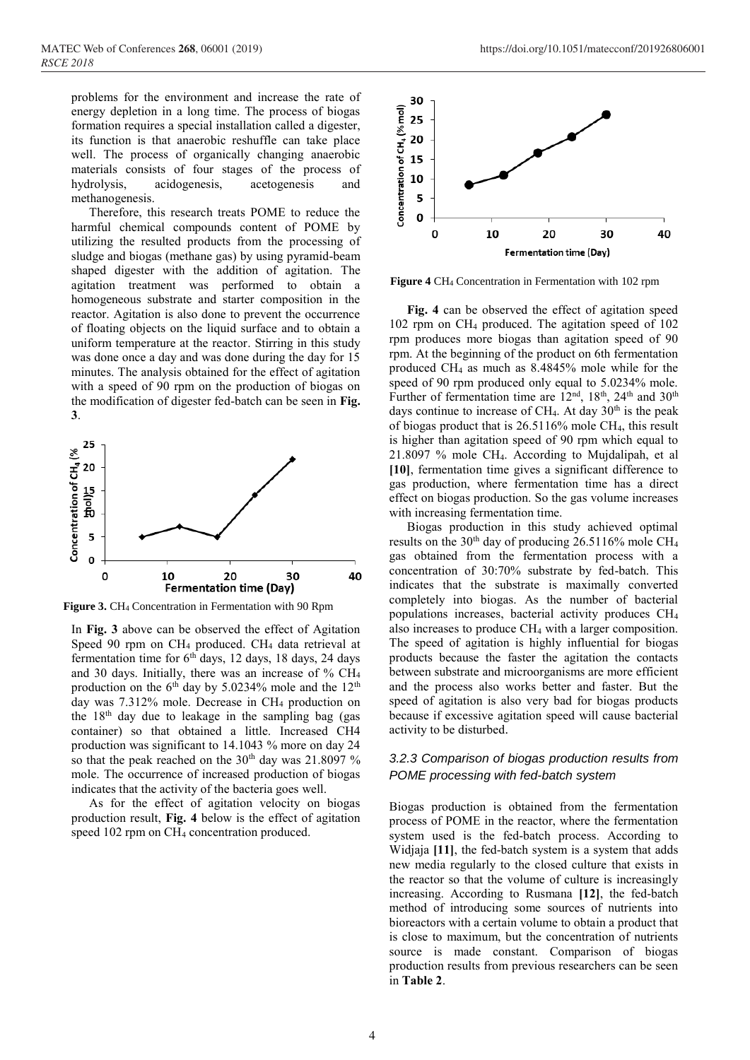problems for the environment and increase the rate of energy depletion in a long time. The process of biogas formation requires a special installation called a digester, its function is that anaerobic reshuffle can take place well. The process of organically changing anaerobic materials consists of four stages of the process of hydrolysis, acidogenesis, acetogenesis and methanogenesis.

Therefore, this research treats POME to reduce the harmful chemical compounds content of POME by utilizing the resulted products from the processing of sludge and biogas (methane gas) by using pyramid-beam shaped digester with the addition of agitation. The agitation treatment was performed to obtain a homogeneous substrate and starter composition in the reactor. Agitation is also done to prevent the occurrence of floating objects on the liquid surface and to obtain a uniform temperature at the reactor. Stirring in this study was done once a day and was done during the day for 15 minutes. The analysis obtained for the effect of agitation with a speed of 90 rpm on the production of biogas on the modification of digester fed-batch can be seen in **Fig. 3**.

**Figure 3.** $CH_4$ Concentration in Fermentation with 90 Rpm

In **Fig. 3** above can be observed the effect of Agitation Speed 90 rpm on $CH_4$ produced. $CH_4$ data retrieval at fermentation time for $6^{th}$ days, 12 days, 18 days, 24 days and 30 days. Initially, there was an increase of % $CH_4$ production on the $6^{th}$ day by 5.0234% mole and the $12^{th}$ day was 7.312% mole. Decrease in $CH_4$ production on the $18^{th}$ day due to leakage in the sampling bag (gas container) so that obtained a little. Increased CH4 production was significant to 14.1043 % more on day 24 so that the peak reached on the $30^{th}$ day was 21.8097 % mole. The occurrence of increased production of biogas indicates that the activity of the bacteria goes well.

As for the effect of agitation velocity on biogas production result, **Fig. 4** below is the effect of agitation speed 102 rpm on $CH_4$ concentration produced.

**Figure 4** $CH_4$ Concentration in Fermentation with 102 rpm

**Fig. 4** can be observed the effect of agitation speed 102 rpm on $CH_4$ produced. The agitation speed of 102 rpm produces more biogas than agitation speed of 90 rpm. At the beginning of the product on 6th fermentation produced $CH_4$ as much as 8.4845% mole while for the speed of 90 rpm produced only equal to 5.0234% mole. Further of fermentation time are $12^{nd}$, $18^{th}$, $24^{th}$ and $30^{th}$ days continue to increase of $CH_4$. At day $30^{th}$ is the peak of biogas product that is 26.5116% mole $CH_4$, this result is higher than agitation speed of 90 rpm which equal to 21.8097 % mole $CH_4$. According to Mujdalipah, et al **[10]**, fermentation time gives a significant difference to gas production, where fermentation time has a direct effect on biogas production. So the gas volume increases with increasing fermentation time.

Biogas production in this study achieved optimal results on the $30^{th}$ day of producing 26.5116% mole $CH_4$ gas obtained from the fermentation process with a concentration of 30:70% substrate by fed-batch. This indicates that the substrate is maximally converted completely into biogas. As the number of bacterial populations increases, bacterial activity produces $CH_4$ also increases to produce $CH_4$ with a larger composition. The speed of agitation is highly influential for biogas products because the faster the agitation the contacts between substrate and microorganisms are more efficient and the process also works better and faster. But the speed of agitation is also very bad for biogas products because if excessive agitation speed will cause bacterial activity to be disturbed.

### *3.2.3 Comparison of biogas production results from POME processing with fed-batch system*

Biogas production is obtained from the fermentation process of POME in the reactor, where the fermentation system used is the fed-batch process. According to Widjaja **[11]**, the fed-batch system is a system that adds new media regularly to the closed culture that exists in the reactor so that the volume of culture is increasingly increasing. According to Rusmana **[12]**, the fed-batch method of introducing some sources of nutrients into bioreactors with a certain volume to obtain a product that is close to maximum, but the concentration of nutrients source is made constant. Comparison of biogas production results from previous researchers can be seen in **Table 2**.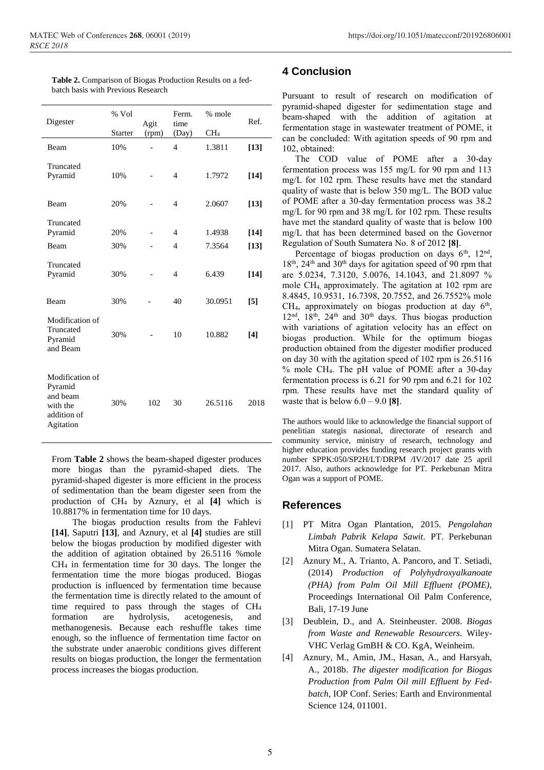**Table 2.** Comparison of Biogas Production Results on a fed-batch basis with Previous Research

| Digester | % Vol Starter | Agit (rpm) | Ferm. time (Day) | % mole $CH_4$ | Ref. |
|---|---|---|---|---|---|
| Beam | 10% | - | 4 | 1.3811 | **[13]** |
| Truncated Pyramid | 10% | - | 4 | 1.7972 | **[14]** |
| Beam | 20% | - | 4 | 2.0607 | **[13]** |
| Truncated Pyramid | 20% | - | 4 | 1.4938 | **[14]** |
| Beam | 30% | - | 4 | 7.3564 | **[13]** |
| Truncated Pyramid | 30% | - | 4 | 6.439 | **[14]** |
| Beam | 30% | - | 40 | 30.0951 | **[5]** |
| Modification of Truncated Pyramid and Beam | 30% | - | 10 | 10.882 | **[4]** |
| Modification of Pyramid and beam with the addition of Agitation | 30% | 102 | 30 | 26.5116 | 2018 |

From **Table 2** shows the beam-shaped digester produces more biogas than the pyramid-shaped diets. The pyramid-shaped digester is more efficient in the process of sedimentation than the beam digester seen from the production of $CH_4$ by Aznury, et al **[4]** which is 10.8817% in fermentation time for 10 days.

The biogas production results from the Fahlevi **[14]**, Saputri **[13]**, and Aznury, et al **[4]** studies are still below the biogas production by modified digester with the addition of agitation obtained by 26.5116 %mole $CH_4$ in fermentation time for 30 days. The longer the fermentation time the more biogas produced. Biogas production is influenced by fermentation time because the fermentation time is directly related to the amount of time required to pass through the stages of $CH_4$ formation are hydrolysis, acetogenesis, and methanogenesis. Because each reshuffle takes time enough, so the influence of fermentation time factor on the substrate under anaerobic conditions gives different results on biogas production, the longer the fermentation process increases the biogas production.

## 4 Conclusion

Pursuant to result of research on modification of pyramid-shaped digester for sedimentation stage and beam-shaped with the addition of agitation at fermentation stage in wastewater treatment of POME, it can be concluded: With agitation speeds of 90 rpm and 102, obtained:

The COD value of POME after a 30-day fermentation process was 155 mg/L for 90 rpm and 113 mg/L for 102 rpm. These results have met the standard quality of waste that is below 350 mg/L. The BOD value of POME after a 30-day fermentation process was 38.2 mg/L for 90 rpm and 38 mg/L for 102 rpm. These results have met the standard quality of waste that is below 100 mg/L that has been determined based on the Governor Regulation of South Sumatera No. 8 of 2012 **[8]**.

Percentage of biogas production on days 6th, 12nd, 18th, 24th and 30th days for agitation speed of 90 rpm that are 5.0234, 7.3120, 5.0076, 14.1043, and 21.8097 % mole $CH_4$, approximately. The agitation at 102 rpm are 8.4845, 10.9531, 16.7398, 20.7552, and 26.7552% mole $CH_4$, approximately on biogas production at day 6th, 12nd, 18th, 24th and 30th days. Thus biogas production with variations of agitation velocity has an effect on biogas production. While for the optimum biogas production obtained from the digester modifier produced on day 30 with the agitation speed of 102 rpm is 26.5116 % mole $CH_4$. The pH value of POME after a 30-day fermentation process is 6.21 for 90 rpm and 6.21 for 102 rpm. These results have met the standard quality of waste that is below 6.0 – 9.0 **[8]**.

The authors would like to acknowledge the financial support of penelitian stategis nasional, directorate of research and community service, ministry of research, technology and higher education provides funding research project grants with number SPPK:050/SP2H/LT/DRPM /IV/2017 date 25 april 2017. Also, authors acknowledge for PT. Perkebunan Mitra Ogan was a support of POME.

## References

[1] PT Mitra Ogan Plantation, 2015. *Pengolahan Limbah Pabrik Kelapa Sawit*. PT. Perkebunan Mitra Ogan. Sumatera Selatan.

[2] Aznury M., A. Trianto, A. Pancoro, and T. Setiadi, (2014) *Production of Polyhydroxyalkanoate (PHA) from Palm Oil Mill Effluent (POME)*, Proceedings International Oil Palm Conference, Bali, 17-19 June

[3] Deublein, D., and A. Steinheuster. 2008. *Biogas from Waste and Renewable Resourcers*. Wiley-VHC Verlag GmBH & CO. KgA, Weinheim.

[4] Aznury, M., Amin, JM., Hasan, A., and Harsyah, A., 2018b. *The digester modification for Biogas Production from Palm Oil mill Effluent by Fed-batch*, IOP Conf. Series: Earth and Environmental Science 124, 011001.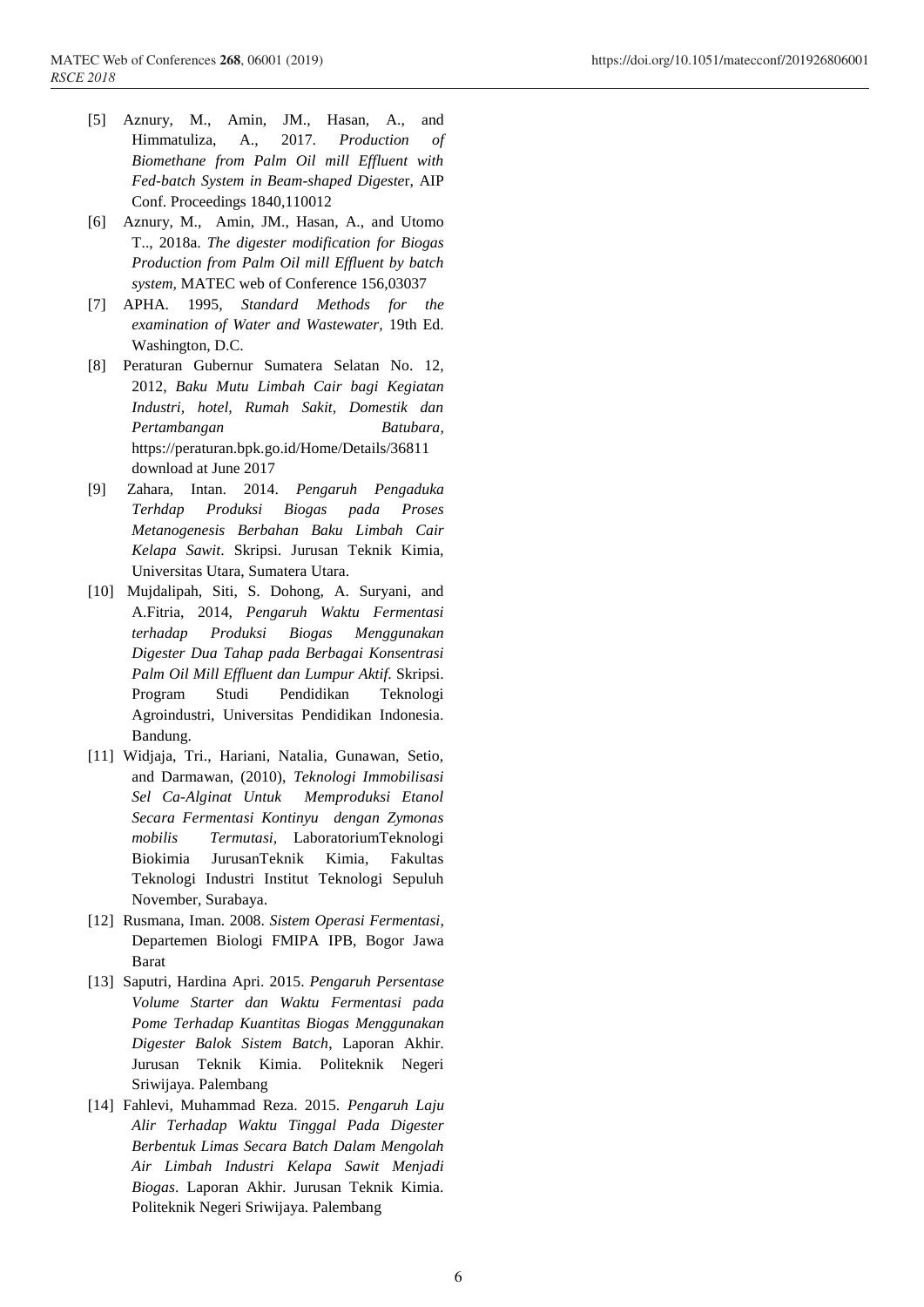[5] Aznury, M., Amin, JM., Hasan, A., and Himmatuliza, A., 2017. *Production of Biomethane from Palm Oil mill Effluent with Fed-batch System in Beam-shaped Digest*er, AIP Conf. Proceedings 1840,110012

[6] Aznury, M., Amin, JM., Hasan, A., and Utomo T.., 2018a. *The digester modification for Biogas Production from Palm Oil mill Effluent by batch system*, MATEC web of Conference 156,03037

[7] APHA. 1995, *Standard Methods for the examination of Water and Wastewater*, 19th Ed. Washington, D.C.

[8] Peraturan Gubernur Sumatera Selatan No. 12, 2012, *Baku Mutu Limbah Cair bagi Kegiatan Industri, hotel, Rumah Sakit, Domestik dan Pertambangan Batubara*, https://peraturan.bpk.go.id/Home/Details/36811 download at June 2017

[9] Zahara, Intan. 2014. *Pengaruh Pengaduka Terhdap Produksi Biogas pada Proses Metanogenesis Berbahan Baku Limbah Cair Kelapa Sawit*. Skripsi. Jurusan Teknik Kimia, Universitas Utara, Sumatera Utara.

[10] Mujdalipah, Siti, S. Dohong, A. Suryani, and A.Fitria, 2014, *Pengaruh Waktu Fermentasi terhadap Produksi Biogas Menggunakan Digester Dua Tahap pada Berbagai Konsentrasi Palm Oil Mill Effluent dan Lumpur Aktif*. Skripsi. Program Studi Pendidikan Teknologi Agroindustri, Universitas Pendidikan Indonesia. Bandung.

[11] Widjaja, Tri., Hariani, Natalia, Gunawan, Setio, and Darmawan, (2010), *Teknologi Immobilisasi Sel Ca-Alginat Untuk Memproduksi Etanol Secara Fermentasi Kontinyu dengan Zymonas mobilis Termutasi*, LaboratoriumTeknologi Biokimia JurusanTeknik Kimia, Fakultas Teknologi Industri Institut Teknologi Sepuluh November, Surabaya.

[12] Rusmana, Iman. 2008. *Sistem Operasi Fermentasi*, Departemen Biologi FMIPA IPB, Bogor Jawa Barat

[13] Saputri, Hardina Apri. 2015. *Pengaruh Persentase Volume Starter dan Waktu Fermentasi pada Pome Terhadap Kuantitas Biogas Menggunakan Digester Balok Sistem Batch*, Laporan Akhir. Jurusan Teknik Kimia. Politeknik Negeri Sriwijaya. Palembang

[14] Fahlevi, Muhammad Reza. 2015. *Pengaruh Laju Alir Terhadap Waktu Tinggal Pada Digester Berbentuk Limas Secara Batch Dalam Mengolah Air Limbah Industri Kelapa Sawit Menjadi Biogas*. Laporan Akhir. Jurusan Teknik Kimia. Politeknik Negeri Sriwijaya. Palembang